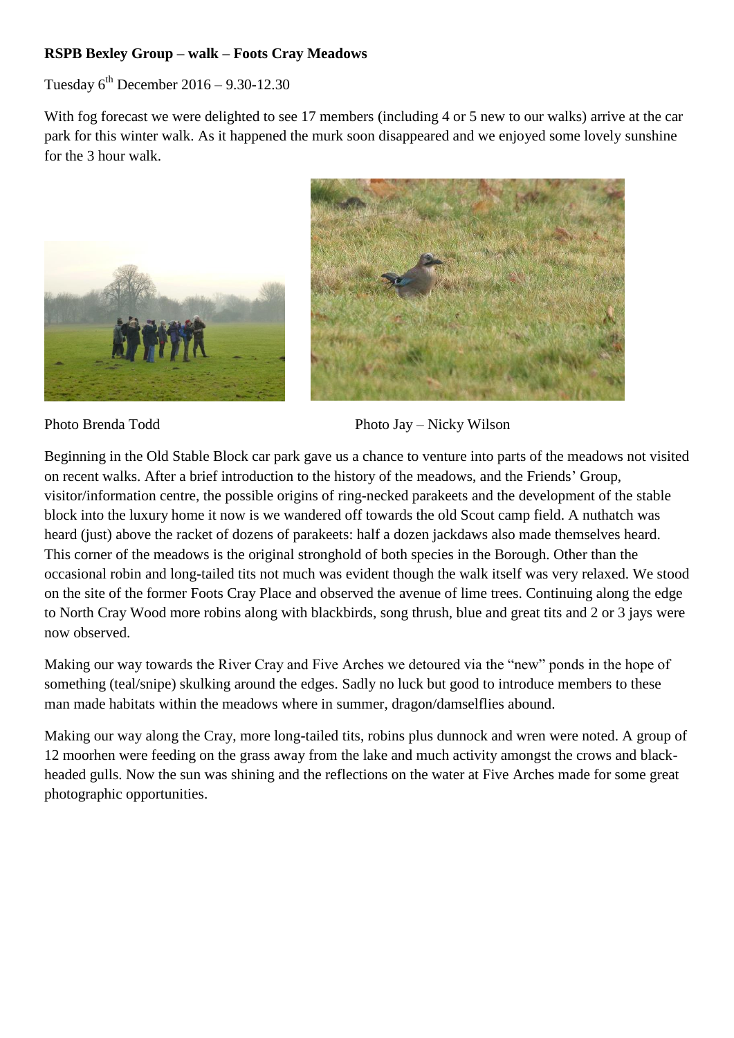**RSPB Bexley Group – walk – Foots Cray Meadows**

Tuesday 6th December 2016 – 9.30-12.30

With fog forecast we were delighted to see 17 members (including 4 or 5 new to our walks) arrive at the car park for this winter walk. As it happened the murk soon disappeared and we enjoyed some lovely sunshine for the 3 hour walk.

Photo Brenda Todd

Photo Jay – Nicky Wilson

Beginning in the Old Stable Block car park gave us a chance to venture into parts of the meadows not visited on recent walks. After a brief introduction to the history of the meadows, and the Friends' Group, visitor/information centre, the possible origins of ring-necked parakeets and the development of the stable block into the luxury home it now is we wandered off towards the old Scout camp field. A nuthatch was heard (just) above the racket of dozens of parakeets: half a dozen jackdaws also made themselves heard. This corner of the meadows is the original stronghold of both species in the Borough. Other than the occasional robin and long-tailed tits not much was evident though the walk itself was very relaxed. We stood on the site of the former Foots Cray Place and observed the avenue of lime trees. Continuing along the edge to North Cray Wood more robins along with blackbirds, song thrush, blue and great tits and 2 or 3 jays were now observed.

Making our way towards the River Cray and Five Arches we detoured via the "new" ponds in the hope of something (teal/snipe) skulking around the edges. Sadly no luck but good to introduce members to these man made habitats within the meadows where in summer, dragon/damselflies abound.

Making our way along the Cray, more long-tailed tits, robins plus dunnock and wren were noted. A group of 12 moorhen were feeding on the grass away from the lake and much activity amongst the crows and black-headed gulls. Now the sun was shining and the reflections on the water at Five Arches made for some great photographic opportunities.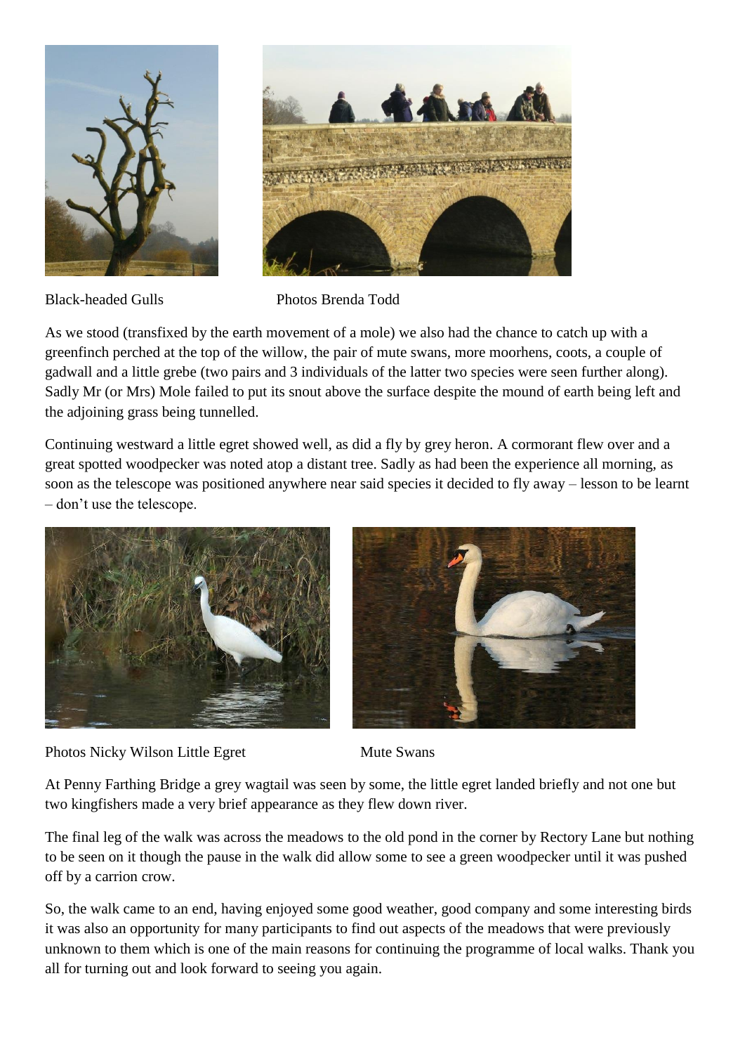Black-headed Gulls Photos Brenda Todd

As we stood (transfixed by the earth movement of a mole) we also had the chance to catch up with a greenfinch perched at the top of the willow, the pair of mute swans, more moorhens, coots, a couple of gadwall and a little grebe (two pairs and 3 individuals of the latter two species were seen further along). Sadly Mr (or Mrs) Mole failed to put its snout above the surface despite the mound of earth being left and the adjoining grass being tunnelled.

Continuing westward a little egret showed well, as did a fly by grey heron. A cormorant flew over and a great spotted woodpecker was noted atop a distant tree. Sadly as had been the experience all morning, as soon as the telescope was positioned anywhere near said species it decided to fly away – lesson to be learnt – don't use the telescope.

Photos Nicky Wilson Little Egret Mute Swans

At Penny Farthing Bridge a grey wagtail was seen by some, the little egret landed briefly and not one but two kingfishers made a very brief appearance as they flew down river.

The final leg of the walk was across the meadows to the old pond in the corner by Rectory Lane but nothing to be seen on it though the pause in the walk did allow some to see a green woodpecker until it was pushed off by a carrion crow.

So, the walk came to an end, having enjoyed some good weather, good company and some interesting birds it was also an opportunity for many participants to find out aspects of the meadows that were previously unknown to them which is one of the main reasons for continuing the programme of local walks. Thank you all for turning out and look forward to seeing you again.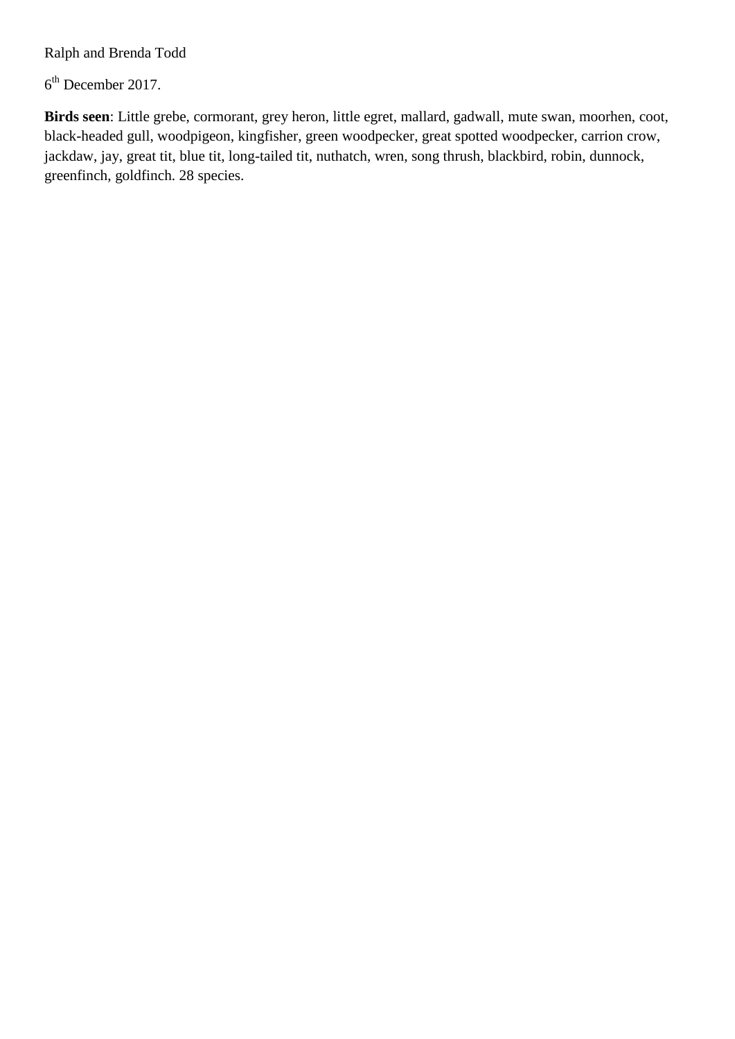Ralph and Brenda Todd

6th December 2017.

**Birds seen**: Little grebe, cormorant, grey heron, little egret, mallard, gadwall, mute swan, moorhen, coot, black-headed gull, woodpigeon, kingfisher, green woodpecker, great spotted woodpecker, carrion crow, jackdaw, jay, great tit, blue tit, long-tailed tit, nuthatch, wren, song thrush, blackbird, robin, dunnock, greenfinch, goldfinch. 28 species.